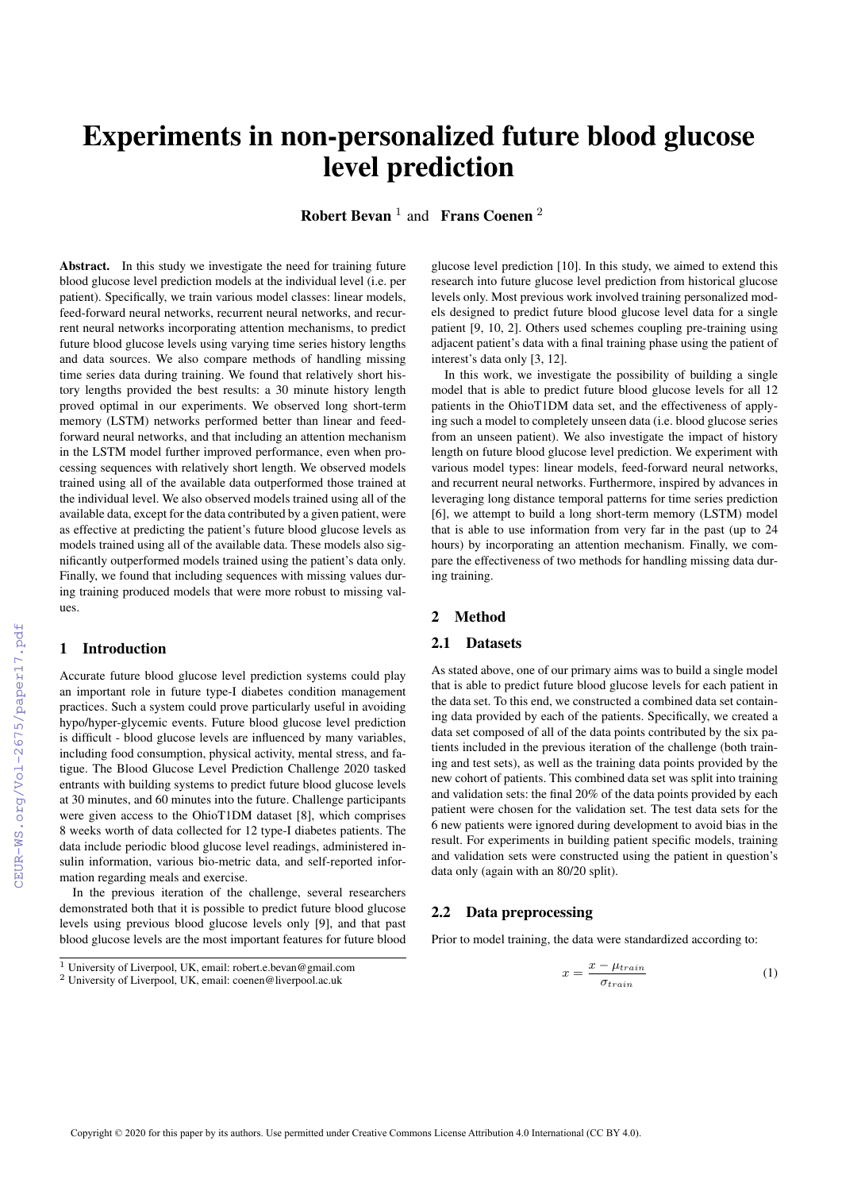# Experiments in non-personalized future blood glucose level prediction

**Robert Bevan** [1] and **Frans Coenen** [2]

**Abstract.** In this study we investigate the need for training future blood glucose level prediction models at the individual level (i.e. per patient). Specifically, we train various model classes: linear models, feed-forward neural networks, recurrent neural networks, and recurrent neural networks incorporating attention mechanisms, to predict future blood glucose levels using varying time series history lengths and data sources. We also compare methods of handling missing time series data during training. We found that relatively short history lengths provided the best results: a 30 minute history length proved optimal in our experiments. We observed long short-term memory (LSTM) networks performed better than linear and feed-forward neural networks, and that including an attention mechanism in the LSTM model further improved performance, even when processing sequences with relatively short length. We observed models trained using all of the available data outperformed those trained at the individual level. We also observed models trained using all of the available data, except for the data contributed by a given patient, were as effective at predicting the patient's future blood glucose levels as models trained using all of the available data. These models also significantly outperformed models trained using the patient's data only. Finally, we found that including sequences with missing values during training produced models that were more robust to missing values.

## 1 Introduction

Accurate future blood glucose level prediction systems could play an important role in future type-I diabetes condition management practices. Such a system could prove particularly useful in avoiding hypo/hyper-glycemic events. Future blood glucose level prediction is difficult - blood glucose levels are influenced by many variables, including food consumption, physical activity, mental stress, and fatigue. The Blood Glucose Level Prediction Challenge 2020 tasked entrants with building systems to predict future blood glucose levels at 30 minutes, and 60 minutes into the future. Challenge participants were given access to the OhioT1DM dataset [8], which comprises 8 weeks worth of data collected for 12 type-I diabetes patients. The data include periodic blood glucose level readings, administered insulin information, various bio-metric data, and self-reported information regarding meals and exercise.

In the previous iteration of the challenge, several researchers demonstrated both that it is possible to predict future blood glucose levels using previous blood glucose levels only [9], and that past blood glucose levels are the most important features for future blood glucose level prediction [10]. In this study, we aimed to extend this research into future glucose level prediction from historical glucose levels only. Most previous work involved training personalized models designed to predict future blood glucose level data for a single patient [9, 10, 2]. Others used schemes coupling pre-training using adjacent patient's data with a final training phase using the patient of interest's data only [3, 12].

In this work, we investigate the possibility of building a single model that is able to predict future blood glucose levels for all 12 patients in the OhioT1DM data set, and the effectiveness of applying such a model to completely unseen data (i.e. blood glucose series from an unseen patient). We also investigate the impact of history length on future blood glucose level prediction. We experiment with various model types: linear models, feed-forward neural networks, and recurrent neural networks. Furthermore, inspired by advances in leveraging long distance temporal patterns for time series prediction [6], we attempt to build a long short-term memory (LSTM) model that is able to use information from very far in the past (up to 24 hours) by incorporating an attention mechanism. Finally, we compare the effectiveness of two methods for handling missing data during training.

## 2 Method

### 2.1 Datasets

As stated above, one of our primary aims was to build a single model that is able to predict future blood glucose levels for each patient in the data set. To this end, we constructed a combined data set containing data provided by each of the patients. Specifically, we created a data set composed of all of the data points contributed by the six patients included in the previous iteration of the challenge (both training and test sets), as well as the training data points provided by the new cohort of patients. This combined data set was split into training and validation sets: the final 20% of the data points provided by each patient were chosen for the validation set. The test data sets for the 6 new patients were ignored during development to avoid bias in the result. For experiments in building patient specific models, training and validation sets were constructed using the patient in question's data only (again with an 80/20 split).

### 2.2 Data preprocessing

Prior to model training, the data were standardized according to:

$$x = \frac{x - \mu_{train}}{\sigma_{train}} \tag{1}$$

[1] University of Liverpool, UK, email: robert.e.bevan@gmail.com
[2] University of Liverpool, UK, email: coenen@liverpool.ac.uk

Copyright © 2020 for this paper by its authors. Use permitted under Creative Commons License Attribution 4.0 International (CC BY 4.0).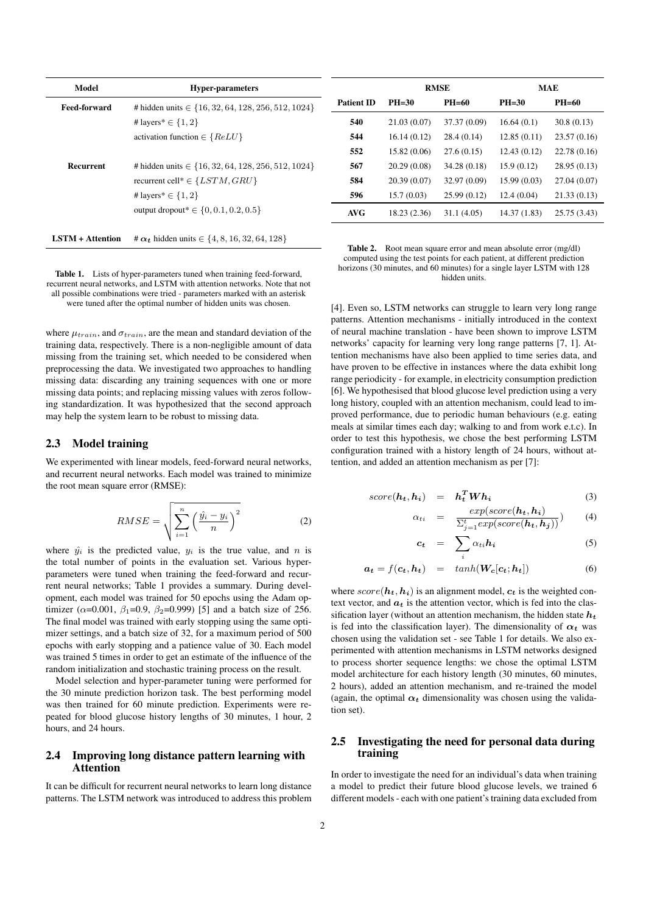| Model | Hyper-parameters |
|---|---|
| **Feed-forward** | # hidden units $\in \{16, 32, 64, 128, 256, 512, 1024\}$ |
| | # layers* $\in \{1, 2\}$ |
| | activation function $\in \{ReLU\}$ |
| **Recurrent** | # hidden units $\in \{16, 32, 64, 128, 256, 512, 1024\}$ |
| | recurrent cell* $\in \{LSTM, GRU\}$ |
| | # layers* $\in \{1, 2\}$ |
| | output dropout* $\in \{0, 0.1, 0.2, 0.5\}$ |
| **LSTM + Attention** | # $\boldsymbol{\alpha_t}$ hidden units $\in \{4, 8, 16, 32, 64, 128\}$ |

**Table 1.** Lists of hyper-parameters tuned when training feed-forward, recurrent neural networks, and LSTM with attention networks. Note that not all possible combinations were tried - parameters marked with an asterisk were tuned after the optimal number of hidden units was chosen.

where $\mu_{train}$, and $\sigma_{train}$, are the mean and standard deviation of the training data, respectively. There is a non-negligible amount of data missing from the training set, which needed to be considered when preprocessing the data. We investigated two approaches to handling missing data: discarding any training sequences with one or more missing data points; and replacing missing values with zeros following standardization. It was hypothesized that the second approach may help the system learn to be robust to missing data.

## 2.3 Model training

We experimented with linear models, feed-forward neural networks, and recurrent neural networks. Each model was trained to minimize the root mean square error (RMSE):

$$RMSE = \sqrt{\sum_{i=1}^{n} \left(\frac{\hat{y_i} - y_i}{n}\right)^2} \tag{2}$$

where $\hat{y_i}$ is the predicted value, $y_i$ is the true value, and $n$ is the total number of points in the evaluation set. Various hyper-parameters were tuned when training the feed-forward and recurrent neural networks; Table 1 provides a summary. During development, each model was trained for 50 epochs using the Adam optimizer ($\alpha$=0.001, $\beta_1$=0.9, $\beta_2$=0.999) [5] and a batch size of 256. The final model was trained with early stopping using the same optimizer settings, and a batch size of 32, for a maximum period of 500 epochs with early stopping and a patience value of 30. Each model was trained 5 times in order to get an estimate of the influence of the random initialization and stochastic training process on the result.

Model selection and hyper-parameter tuning were performed for the 30 minute prediction horizon task. The best performing model was then trained for 60 minute prediction. Experiments were repeated for blood glucose history lengths of 30 minutes, 1 hour, 2 hours, and 24 hours.

## 2.4 Improving long distance pattern learning with Attention

It can be difficult for recurrent neural networks to learn long distance patterns. The LSTM network was introduced to address this problem [4]. Even so, LSTM networks can struggle to learn very long range patterns. Attention mechanisms - initially introduced in the context of neural machine translation - have been shown to improve LSTM networks' capacity for learning very long range patterns [7, 1]. Attention mechanisms have also been applied to time series data, and have proven to be effective in instances where the data exhibit long range periodicity - for example, in electricity consumption prediction [6]. We hypothesised that blood glucose level prediction using a very long history, coupled with an attention mechanism, could lead to improved performance, due to periodic human behaviours (e.g. eating meals at similar times each day; walking to and from work e.t.c). In order to test this hypothesis, we chose the best performing LSTM configuration trained with a history length of 24 hours, without attention, and added an attention mechanism as per [7]:

$$score(\boldsymbol{h_t}, \boldsymbol{h_i}) = \boldsymbol{h_t^T W h_i} \tag{3}$$

$$\alpha_{ti} = \frac{exp(score(\boldsymbol{h_t}, \boldsymbol{h_i})}{\Sigma_{j=1}^{t} exp(score(\boldsymbol{h_t}, \boldsymbol{h_j}))}) \tag{4}$$

$$\boldsymbol{c_t} = \sum_i \alpha_{ti} \boldsymbol{h_i} \tag{5}$$

$$\boldsymbol{a_t} = f(\boldsymbol{c_t}, \boldsymbol{h_t}) = tanh(\boldsymbol{W_c}[\boldsymbol{c_t}; \boldsymbol{h_t}]) \tag{6}$$

where $score(\boldsymbol{h_t}, \boldsymbol{h_i})$ is an alignment model, $\boldsymbol{c_t}$ is the weighted context vector, and $\boldsymbol{a_t}$ is the attention vector, which is fed into the classification layer (without an attention mechanism, the hidden state $\boldsymbol{h_t}$ is fed into the classification layer). The dimensionality of $\boldsymbol{\alpha_t}$ was chosen using the validation set - see Table 1 for details. We also experimented with attention mechanisms in LSTM networks designed to process shorter sequence lengths: we chose the optimal LSTM model architecture for each history length (30 minutes, 60 minutes, 2 hours), added an attention mechanism, and re-trained the model (again, the optimal $\boldsymbol{\alpha_t}$ dimensionality was chosen using the validation set).

| | RMSE | | MAE | |
|---|---|---|---|---|
| **Patient ID** | **PH=30** | **PH=60** | **PH=30** | **PH=60** |
| **540** | 21.03 (0.07) | 37.37 (0.09) | 16.64 (0.1) | 30.8 (0.13) |
| **544** | 16.14 (0.12) | 28.4 (0.14) | 12.85 (0.11) | 23.57 (0.16) |
| **552** | 15.82 (0.06) | 27.6 (0.15) | 12.43 (0.12) | 22.78 (0.16) |
| **567** | 20.29 (0.08) | 34.28 (0.18) | 15.9 (0.12) | 28.95 (0.13) |
| **584** | 20.39 (0.07) | 32.97 (0.09) | 15.99 (0.03) | 27.04 (0.07) |
| **596** | 15.7 (0.03) | 25.99 (0.12) | 12.4 (0.04) | 21.33 (0.13) |
| **AVG** | 18.23 (2.36) | 31.1 (4.05) | 14.37 (1.83) | 25.75 (3.43) |

**Table 2.** Root mean square error and mean absolute error (mg/dl) computed using the test points for each patient, at different prediction horizons (30 minutes, and 60 minutes) for a single layer LSTM with 128 hidden units.

## 2.5 Investigating the need for personal data during training

In order to investigate the need for an individual's data when training a model to predict their future blood glucose levels, we trained 6 different models - each with one patient's training data excluded from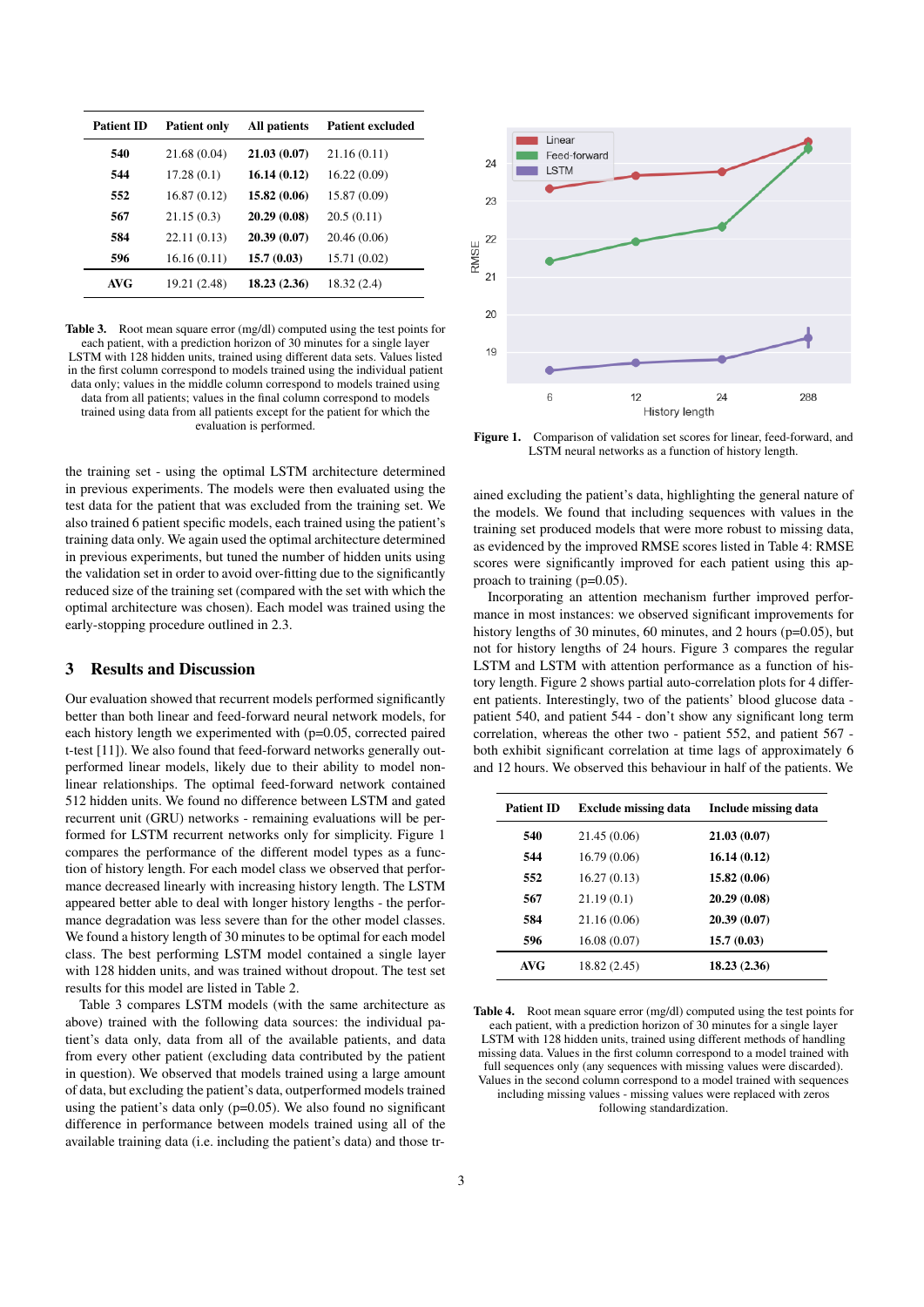| Patient ID | Patient only | All patients | Patient excluded |
|---|---|---|---|
| **540** | 21.68 (0.04) | **21.03 (0.07)** | 21.16 (0.11) |
| **544** | 17.28 (0.1) | **16.14 (0.12)** | 16.22 (0.09) |
| **552** | 16.87 (0.12) | **15.82 (0.06)** | 15.87 (0.09) |
| **567** | 21.15 (0.3) | **20.29 (0.08)** | 20.5 (0.11) |
| **584** | 22.11 (0.13) | **20.39 (0.07)** | 20.46 (0.06) |
| **596** | 16.16 (0.11) | **15.7 (0.03)** | 15.71 (0.02) |
| **AVG** | 19.21 (2.48) | **18.23 (2.36)** | 18.32 (2.4) |

**Table 3.** Root mean square error (mg/dl) computed using the test points for each patient, with a prediction horizon of 30 minutes for a single layer LSTM with 128 hidden units, trained using different data sets. Values listed in the first column correspond to models trained using the individual patient data only; values in the middle column correspond to models trained using data from all patients; values in the final column correspond to models trained using data from all patients except for the patient for which the evaluation is performed.

the training set - using the optimal LSTM architecture determined in previous experiments. The models were then evaluated using the test data for the patient that was excluded from the training set. We also trained 6 patient specific models, each trained using the patient's training data only. We again used the optimal architecture determined in previous experiments, but tuned the number of hidden units using the validation set in order to avoid over-fitting due to the significantly reduced size of the training set (compared with the set with which the optimal architecture was chosen). Each model was trained using the early-stopping procedure outlined in 2.3.

## 3 Results and Discussion

Our evaluation showed that recurrent models performed significantly better than both linear and feed-forward neural network models, for each history length we experimented with (p=0.05, corrected paired t-test [11]). We also found that feed-forward networks generally outperformed linear models, likely due to their ability to model non-linear relationships. The optimal feed-forward network contained 512 hidden units. We found no difference between LSTM and gated recurrent unit (GRU) networks - remaining evaluations will be performed for LSTM recurrent networks only for simplicity. Figure 1 compares the performance of the different model types as a function of history length. For each model class we observed that performance decreased linearly with increasing history length. The LSTM appeared better able to deal with longer history lengths - the performance degradation was less severe than for the other model classes. We found a history length of 30 minutes to be optimal for each model class. The best performing LSTM model contained a single layer with 128 hidden units, and was trained without dropout. The test set results for this model are listed in Table 2.

Table 3 compares LSTM models (with the same architecture as above) trained with the following data sources: the individual patient's data only, data from all of the available patients, and data from every other patient (excluding data contributed by the patient in question). We observed that models trained using a large amount of data, but excluding the patient's data, outperformed models trained using the patient's data only (p=0.05). We also found no significant difference in performance between models trained using all of the available training data (i.e. including the patient's data) and those trained excluding the patient's data, highlighting the general nature of the models. We found that including sequences with values in the training set produced models that were more robust to missing data, as evidenced by the improved RMSE scores listed in Table 4: RMSE scores were significantly improved for each patient using this approach to training (p=0.05).

**Figure 1.** Comparison of validation set scores for linear, feed-forward, and LSTM neural networks as a function of history length.

Incorporating an attention mechanism further improved performance in most instances: we observed significant improvements for history lengths of 30 minutes, 60 minutes, and 2 hours (p=0.05), but not for history lengths of 24 hours. Figure 3 compares the regular LSTM and LSTM with attention performance as a function of history length. Figure 2 shows partial auto-correlation plots for 4 different patients. Interestingly, two of the patients' blood glucose data - patient 540, and patient 544 - don't show any significant long term correlation, whereas the other two - patient 552, and patient 567 - both exhibit significant correlation at time lags of approximately 6 and 12 hours. We observed this behaviour in half of the patients. We

| Patient ID | Exclude missing data | Include missing data |
|---|---|---|
| **540** | 21.45 (0.06) | **21.03 (0.07)** |
| **544** | 16.79 (0.06) | **16.14 (0.12)** |
| **552** | 16.27 (0.13) | **15.82 (0.06)** |
| **567** | 21.19 (0.1) | **20.29 (0.08)** |
| **584** | 21.16 (0.06) | **20.39 (0.07)** |
| **596** | 16.08 (0.07) | **15.7 (0.03)** |
| **AVG** | 18.82 (2.45) | **18.23 (2.36)** |

**Table 4.** Root mean square error (mg/dl) computed using the test points for each patient, with a prediction horizon of 30 minutes for a single layer LSTM with 128 hidden units, trained using different methods of handling missing data. Values in the first column correspond to a model trained with full sequences only (any sequences with missing values were discarded). Values in the second column correspond to a model trained with sequences including missing values - missing values were replaced with zeros following standardization.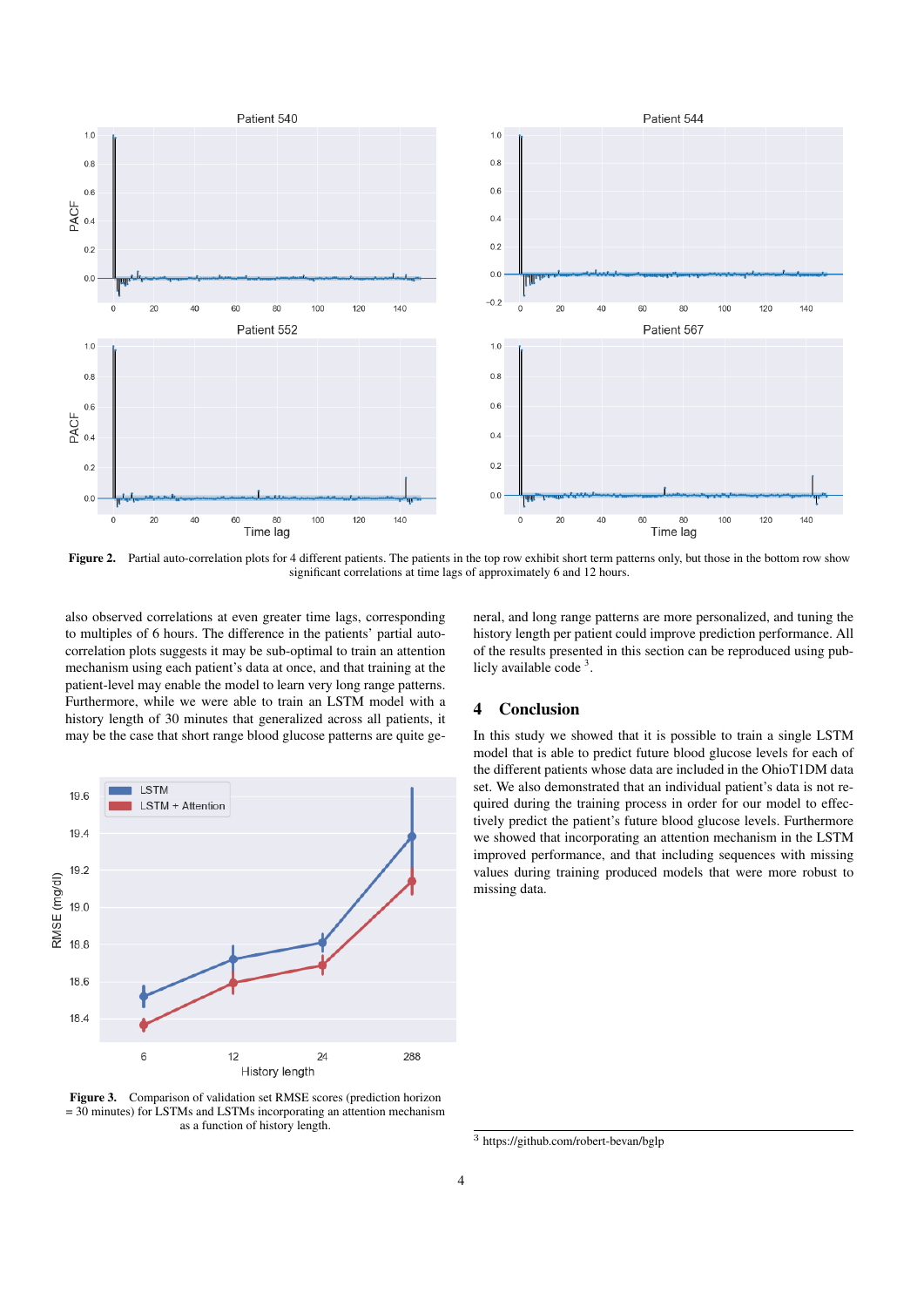Figure 2. Partial auto-correlation plots for 4 different patients. The patients in the top row exhibit short term patterns only, but those in the bottom row show significant correlations at time lags of approximately 6 and 12 hours.

also observed correlations at even greater time lags, corresponding to multiples of 6 hours. The difference in the patients' partial auto-correlation plots suggests it may be sub-optimal to train an attention mechanism using each patient's data at once, and that training at the patient-level may enable the model to learn very long range patterns. Furthermore, while we were able to train an LSTM model with a history length of 30 minutes that generalized across all patients, it may be the case that short range blood glucose patterns are quite general, and long range patterns are more personalized, and tuning the history length per patient could improve prediction performance. All of the results presented in this section can be reproduced using publicly available code [3].

Figure 3. Comparison of validation set RMSE scores (prediction horizon = 30 minutes) for LSTMs and LSTMs incorporating an attention mechanism as a function of history length.

## 4 Conclusion

In this study we showed that it is possible to train a single LSTM model that is able to predict future blood glucose levels for each of the different patients whose data are included in the OhioT1DM data set. We also demonstrated that an individual patient's data is not required during the training process in order for our model to effectively predict the patient's future blood glucose levels. Furthermore we showed that incorporating an attention mechanism in the LSTM improved performance, and that including sequences with missing values during training produced models that were more robust to missing data.

[3] https://github.com/robert-bevan/bglp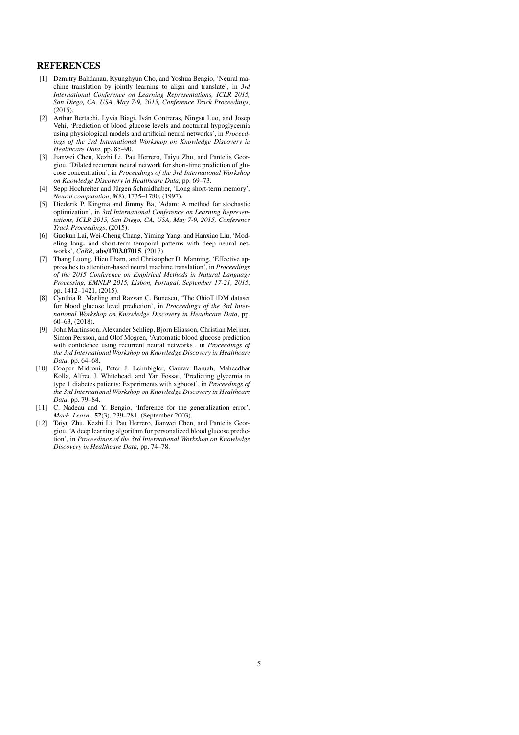## REFERENCES

[1] Dzmitry Bahdanau, Kyunghyun Cho, and Yoshua Bengio, 'Neural machine translation by jointly learning to align and translate', in *3rd International Conference on Learning Representations, ICLR 2015, San Diego, CA, USA, May 7-9, 2015, Conference Track Proceedings*, (2015).

[2] Arthur Bertachi, Lyvia Biagi, Iván Contreras, Ningsu Luo, and Josep Vehí, 'Prediction of blood glucose levels and nocturnal hypoglycemia using physiological models and artificial neural networks', in *Proceedings of the 3rd International Workshop on Knowledge Discovery in Healthcare Data*, pp. 85–90.

[3] Jianwei Chen, Kezhi Li, Pau Herrero, Taiyu Zhu, and Pantelis Georgiou, 'Dilated recurrent neural network for short-time prediction of glucose concentration', in *Proceedings of the 3rd International Workshop on Knowledge Discovery in Healthcare Data*, pp. 69–73.

[4] Sepp Hochreiter and Jürgen Schmidhuber, 'Long short-term memory', *Neural computation*, **9**(8), 1735–1780, (1997).

[5] Diederik P. Kingma and Jimmy Ba, 'Adam: A method for stochastic optimization', in *3rd International Conference on Learning Representations, ICLR 2015, San Diego, CA, USA, May 7-9, 2015, Conference Track Proceedings*, (2015).

[6] Guokun Lai, Wei-Cheng Chang, Yiming Yang, and Hanxiao Liu, 'Modeling long- and short-term temporal patterns with deep neural networks', *CoRR*, **abs/1703.07015**, (2017).

[7] Thang Luong, Hieu Pham, and Christopher D. Manning, 'Effective approaches to attention-based neural machine translation', in *Proceedings of the 2015 Conference on Empirical Methods in Natural Language Processing, EMNLP 2015, Lisbon, Portugal, September 17-21, 2015*, pp. 1412–1421, (2015).

[8] Cynthia R. Marling and Razvan C. Bunescu, 'The OhioT1DM dataset for blood glucose level prediction', in *Proceedings of the 3rd International Workshop on Knowledge Discovery in Healthcare Data*, pp. 60–63, (2018).

[9] John Martinsson, Alexander Schliep, Bjorn Eliasson, Christian Meijner, Simon Persson, and Olof Mogren, 'Automatic blood glucose prediction with confidence using recurrent neural networks', in *Proceedings of the 3rd International Workshop on Knowledge Discovery in Healthcare Data*, pp. 64–68.

[10] Cooper Midroni, Peter J. Leimbigler, Gaurav Baruah, Maheedhar Kolla, Alfred J. Whitehead, and Yan Fossat, 'Predicting glycemia in type 1 diabetes patients: Experiments with xgboost', in *Proceedings of the 3rd International Workshop on Knowledge Discovery in Healthcare Data*, pp. 79–84.

[11] C. Nadeau and Y. Bengio, 'Inference for the generalization error', *Mach. Learn.*, **52**(3), 239–281, (September 2003).

[12] Taiyu Zhu, Kezhi Li, Pau Herrero, Jianwei Chen, and Pantelis Georgiou, 'A deep learning algorithm for personalized blood glucose prediction', in *Proceedings of the 3rd International Workshop on Knowledge Discovery in Healthcare Data*, pp. 74–78.